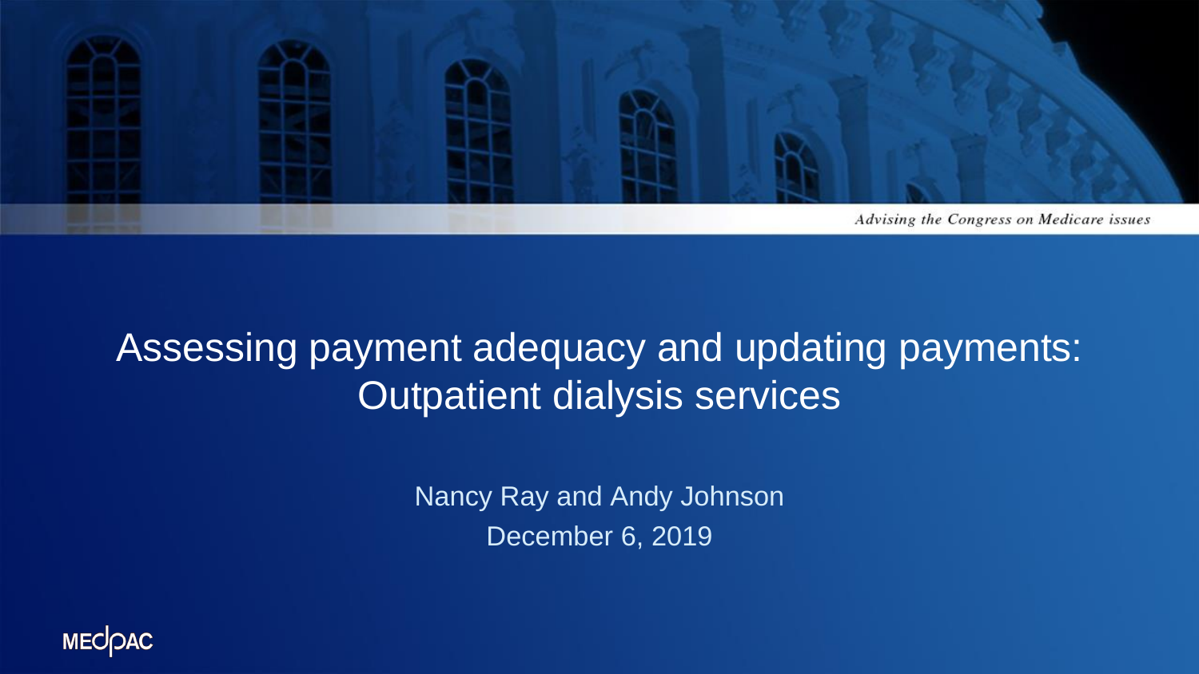*Advising the Congress on Medicare issues*

# Assessing payment adequacy and updating payments: Outpatient dialysis services

Nancy Ray and Andy Johnson

December 6, 2019

MEDPAC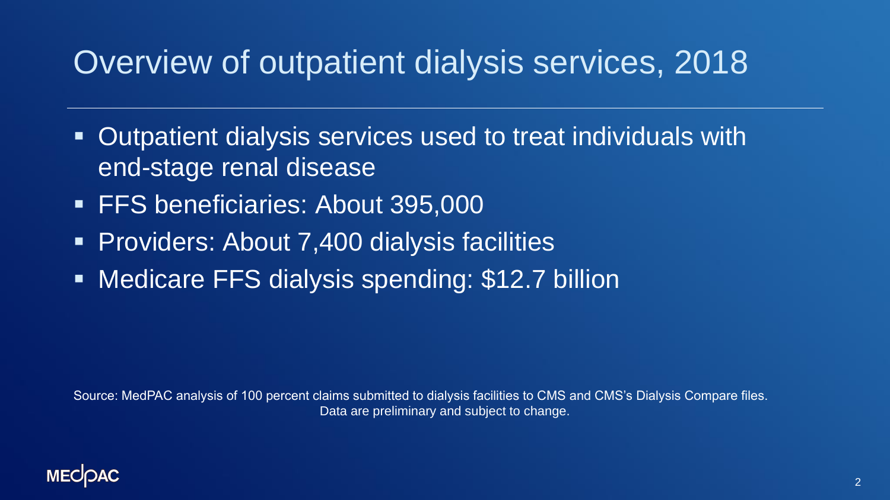# Overview of outpatient dialysis services, 2018

- Outpatient dialysis services used to treat individuals with end-stage renal disease
- FFS beneficiaries: About 395,000
- Providers: About 7,400 dialysis facilities
- Medicare FFS dialysis spending: $12.7 billion

Source: MedPAC analysis of 100 percent claims submitted to dialysis facilities to CMS and CMS's Dialysis Compare files. Data are preliminary and subject to change.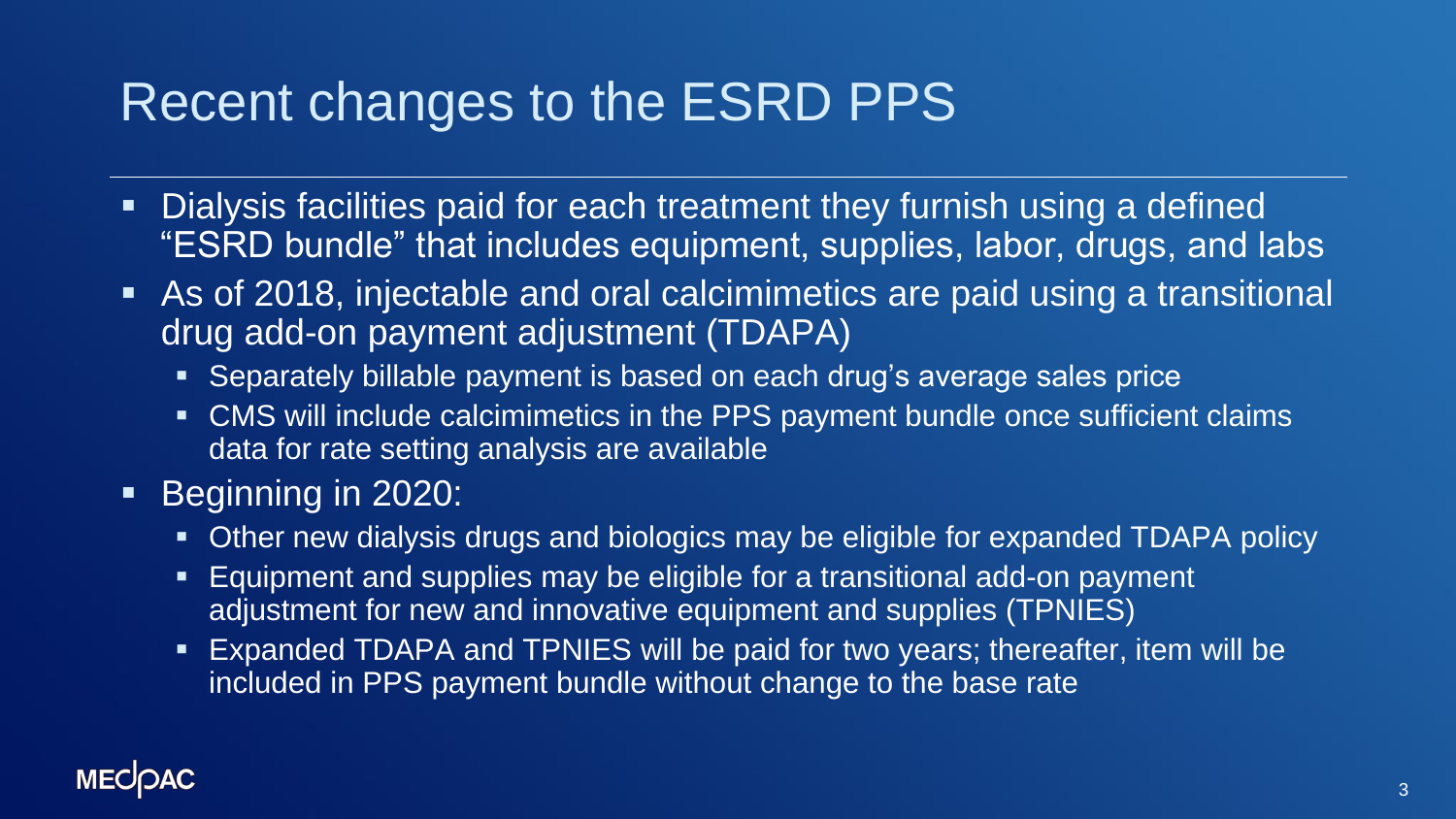# Recent changes to the ESRD PPS

- Dialysis facilities paid for each treatment they furnish using a defined "ESRD bundle" that includes equipment, supplies, labor, drugs, and labs
- As of 2018, injectable and oral calcimimetics are paid using a transitional drug add-on payment adjustment (TDAPA)
  - Separately billable payment is based on each drug's average sales price
  - CMS will include calcimimetics in the PPS payment bundle once sufficient claims data for rate setting analysis are available
- Beginning in 2020:
  - Other new dialysis drugs and biologics may be eligible for expanded TDAPA policy
  - Equipment and supplies may be eligible for a transitional add-on payment adjustment for new and innovative equipment and supplies (TPNIES)
  - Expanded TDAPA and TPNIES will be paid for two years; thereafter, item will be included in PPS payment bundle without change to the base rate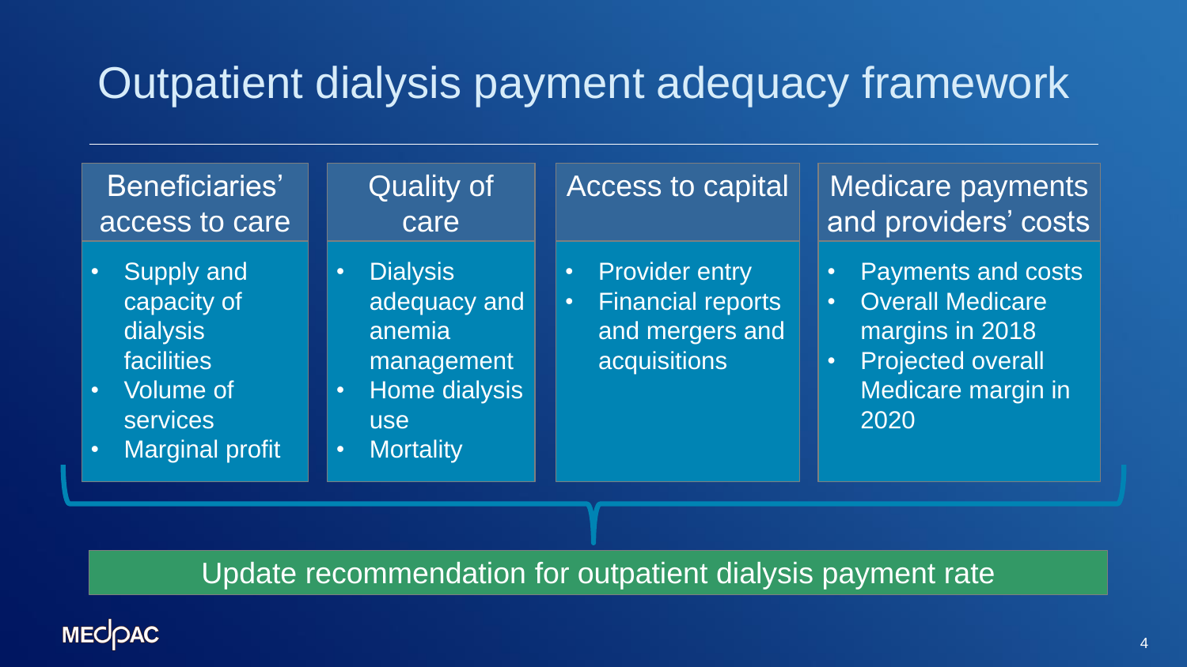# Outpatient dialysis payment adequacy framework

| Beneficiaries' access to care | Quality of care | Access to capital | Medicare payments and providers' costs |
| --- | --- | --- | --- |
| • Supply and capacity of dialysis facilities<br>• Volume of services<br>• Marginal profit | • Dialysis adequacy and anemia management<br>• Home dialysis use<br>• Mortality | • Provider entry<br>• Financial reports and mergers and acquisitions | • Payments and costs<br>• Overall Medicare margins in 2018<br>• Projected overall Medicare margin in 2020 |

**Update recommendation for outpatient dialysis payment rate**

MEDPAC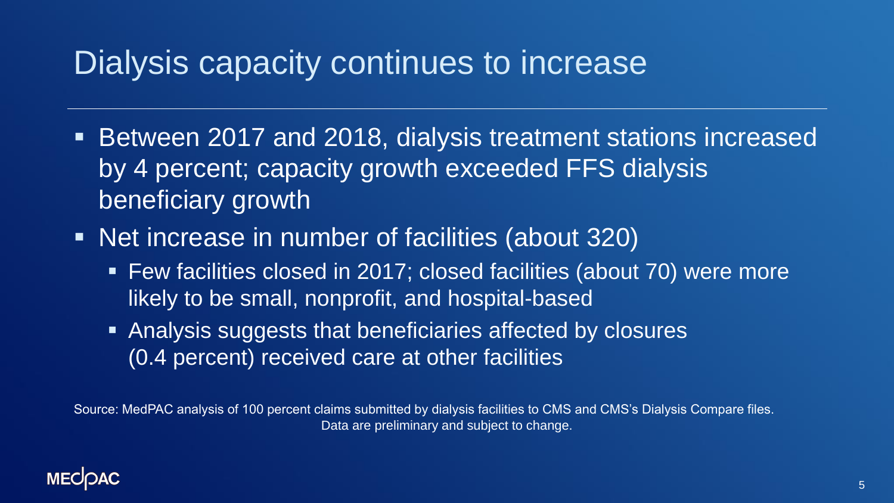# Dialysis capacity continues to increase

- Between 2017 and 2018, dialysis treatment stations increased by 4 percent; capacity growth exceeded FFS dialysis beneficiary growth
- Net increase in number of facilities (about 320)
  - Few facilities closed in 2017; closed facilities (about 70) were more likely to be small, nonprofit, and hospital-based
  - Analysis suggests that beneficiaries affected by closures (0.4 percent) received care at other facilities

Source: MedPAC analysis of 100 percent claims submitted by dialysis facilities to CMS and CMS's Dialysis Compare files. Data are preliminary and subject to change.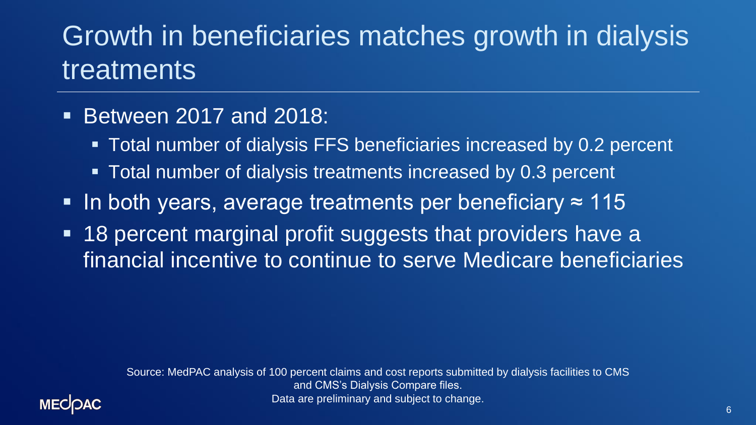# Growth in beneficiaries matches growth in dialysis treatments

- Between 2017 and 2018:
  - Total number of dialysis FFS beneficiaries increased by 0.2 percent
  - Total number of dialysis treatments increased by 0.3 percent
- In both years, average treatments per beneficiary ≈ 115
- 18 percent marginal profit suggests that providers have a financial incentive to continue to serve Medicare beneficiaries

Source: MedPAC analysis of 100 percent claims and cost reports submitted by dialysis facilities to CMS and CMS's Dialysis Compare files.
Data are preliminary and subject to change.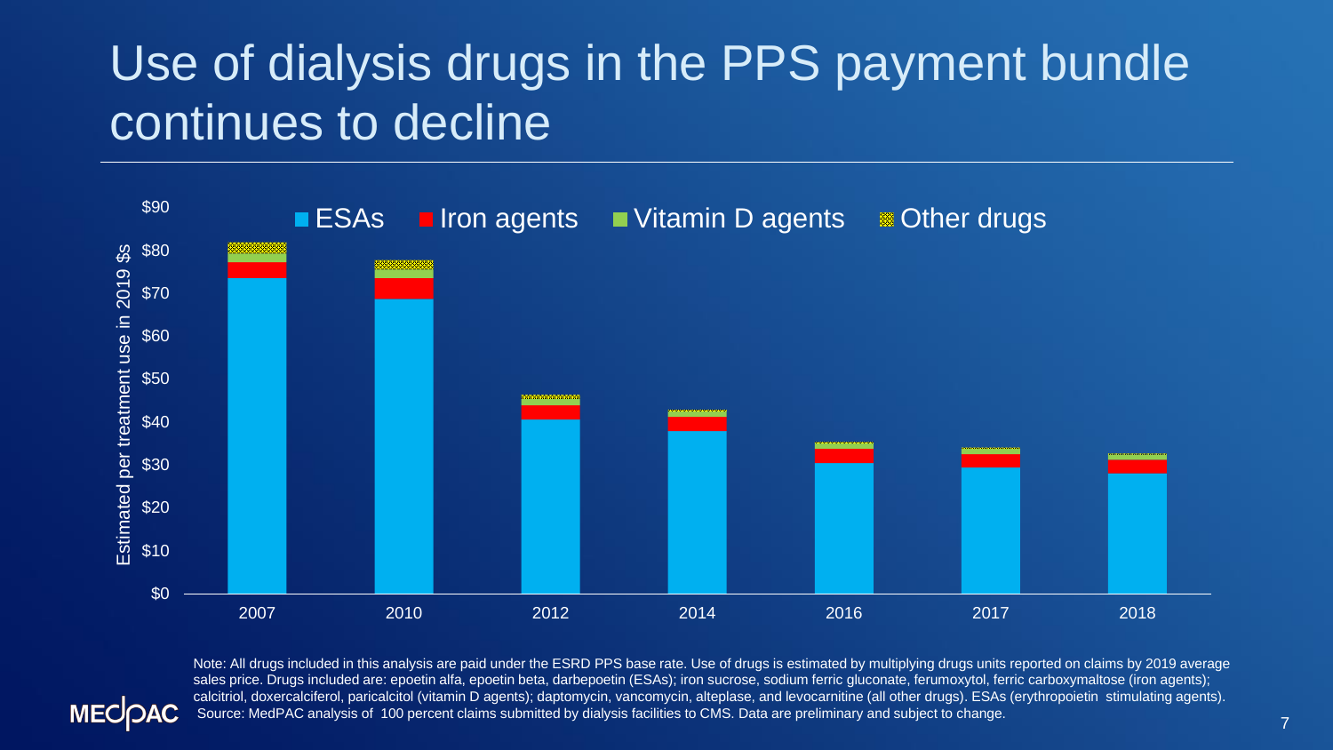# Use of dialysis drugs in the PPS payment bundle continues to decline

Note: All drugs included in this analysis are paid under the ESRD PPS base rate. Use of drugs is estimated by multiplying drugs units reported on claims by 2019 average sales price. Drugs included are: epoetin alfa, epoetin beta, darbepoetin (ESAs); iron sucrose, sodium ferric gluconate, ferumoxytol, ferric carboxymaltose (iron agents); calcitriol, doxercalciferol, paricalcitol (vitamin D agents); daptomycin, vancomycin, alteplase, and levocarnitine (all other drugs). ESAs (erythropoietin stimulating agents).
Source: MedPAC analysis of 100 percent claims submitted by dialysis facilities to CMS. Data are preliminary and subject to change.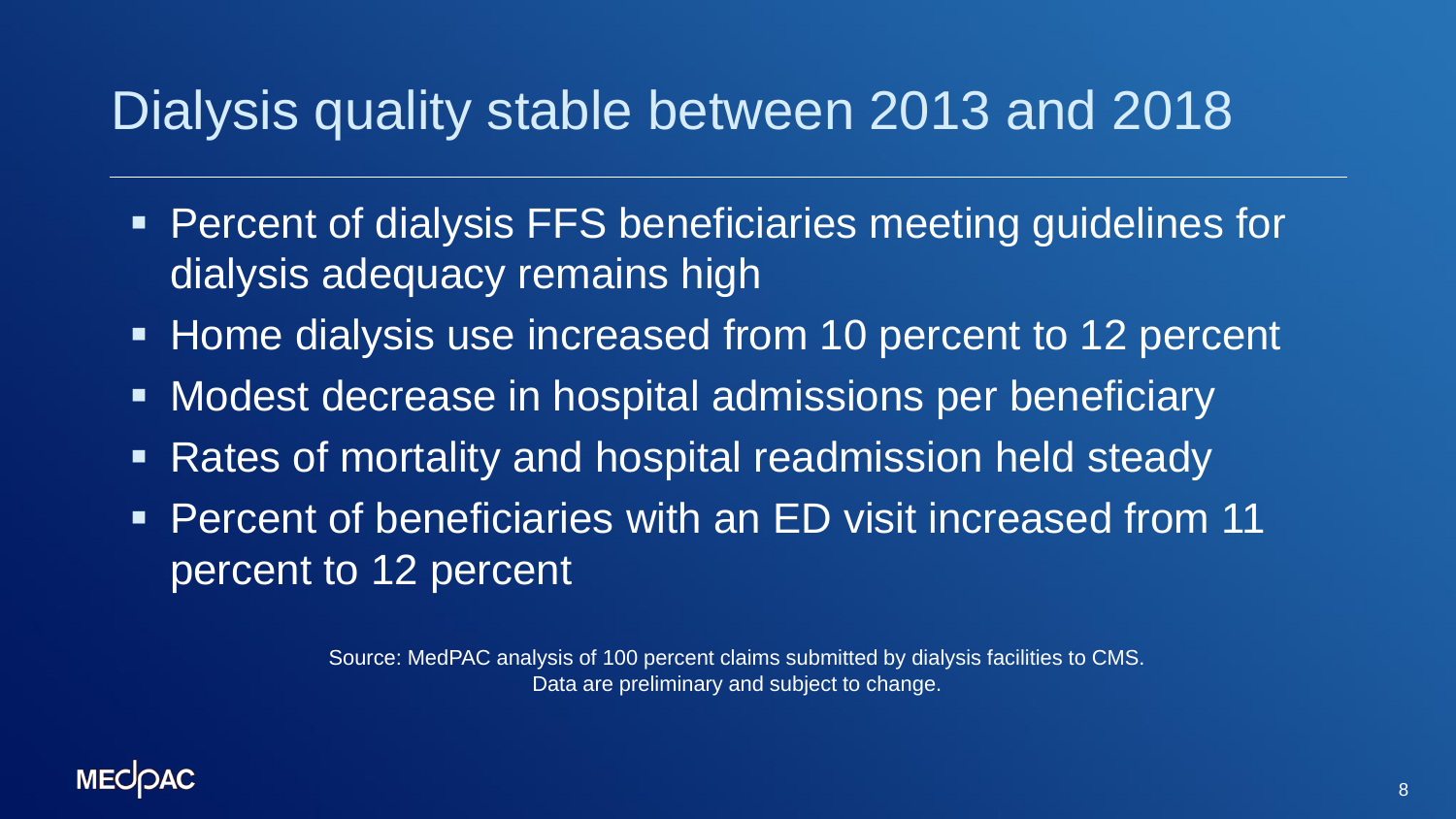# Dialysis quality stable between 2013 and 2018

- Percent of dialysis FFS beneficiaries meeting guidelines for dialysis adequacy remains high
- Home dialysis use increased from 10 percent to 12 percent
- Modest decrease in hospital admissions per beneficiary
- Rates of mortality and hospital readmission held steady
- Percent of beneficiaries with an ED visit increased from 11 percent to 12 percent

Source: MedPAC analysis of 100 percent claims submitted by dialysis facilities to CMS.
Data are preliminary and subject to change.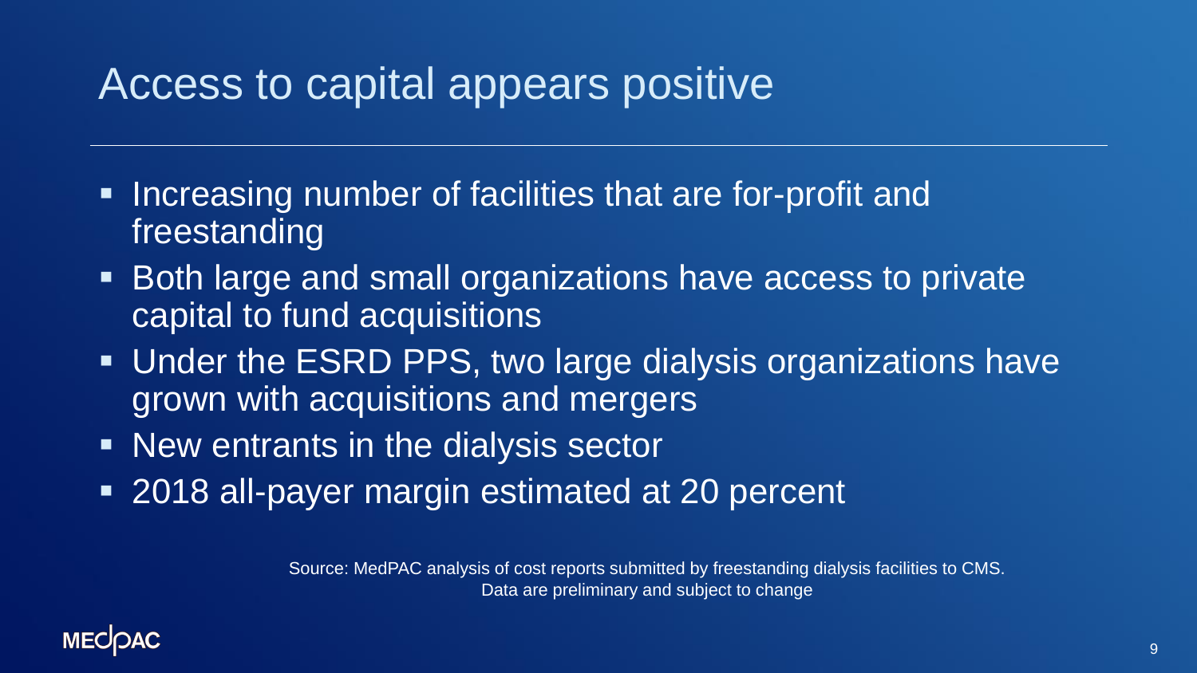# Access to capital appears positive

- Increasing number of facilities that are for-profit and freestanding
- Both large and small organizations have access to private capital to fund acquisitions
- Under the ESRD PPS, two large dialysis organizations have grown with acquisitions and mergers
- New entrants in the dialysis sector
- 2018 all-payer margin estimated at 20 percent

Source: MedPAC analysis of cost reports submitted by freestanding dialysis facilities to CMS. Data are preliminary and subject to change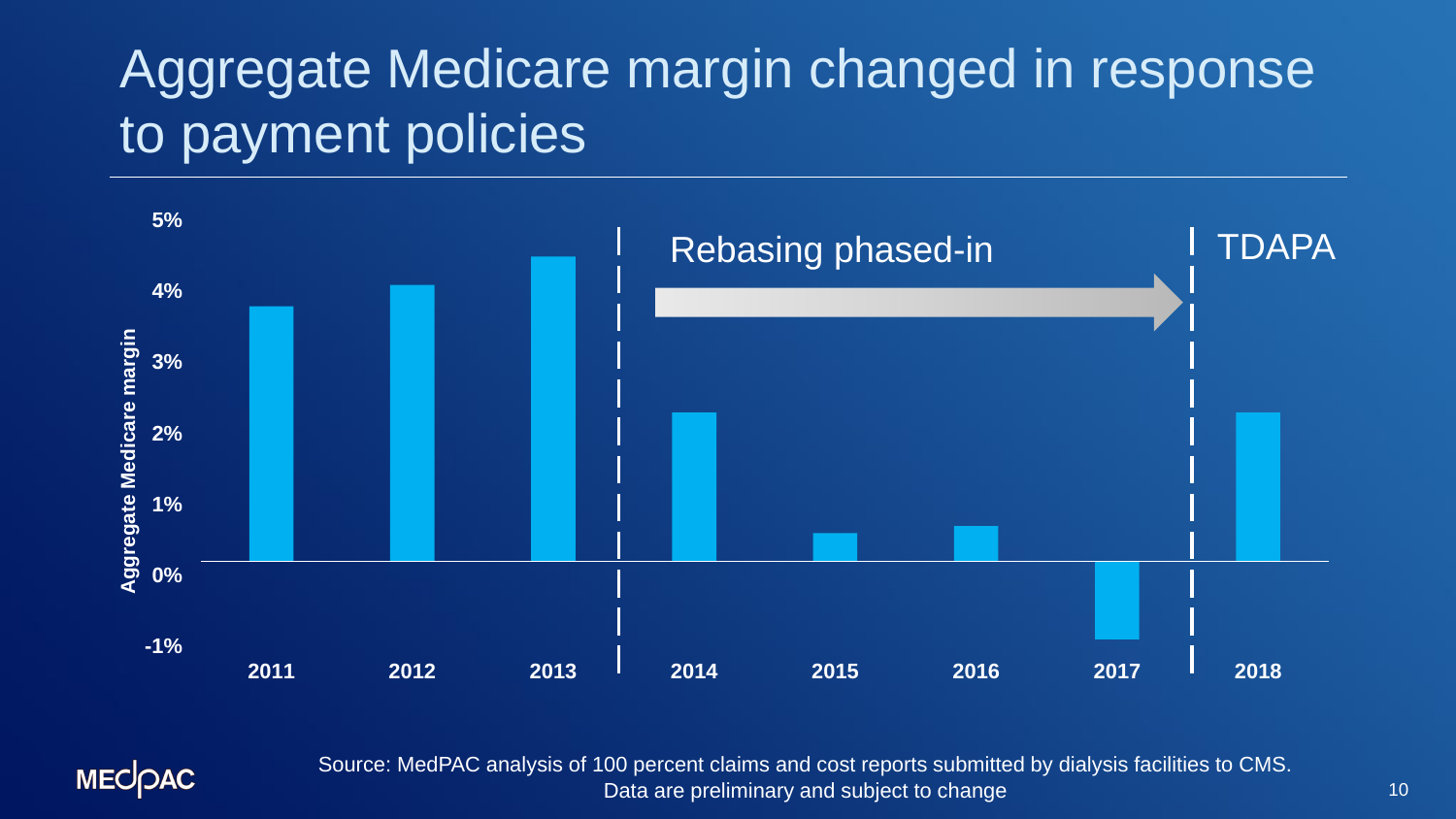# Aggregate Medicare margin changed in response to payment policies

Aggregate Medicare margin

5%

4%

3%

2%

1%

0%

-1%

2011 2012 2013 2014 2015 2016 2017 2018

Rebasing phased-in

TDAPA

Source: MedPAC analysis of 100 percent claims and cost reports submitted by dialysis facilities to CMS. Data are preliminary and subject to change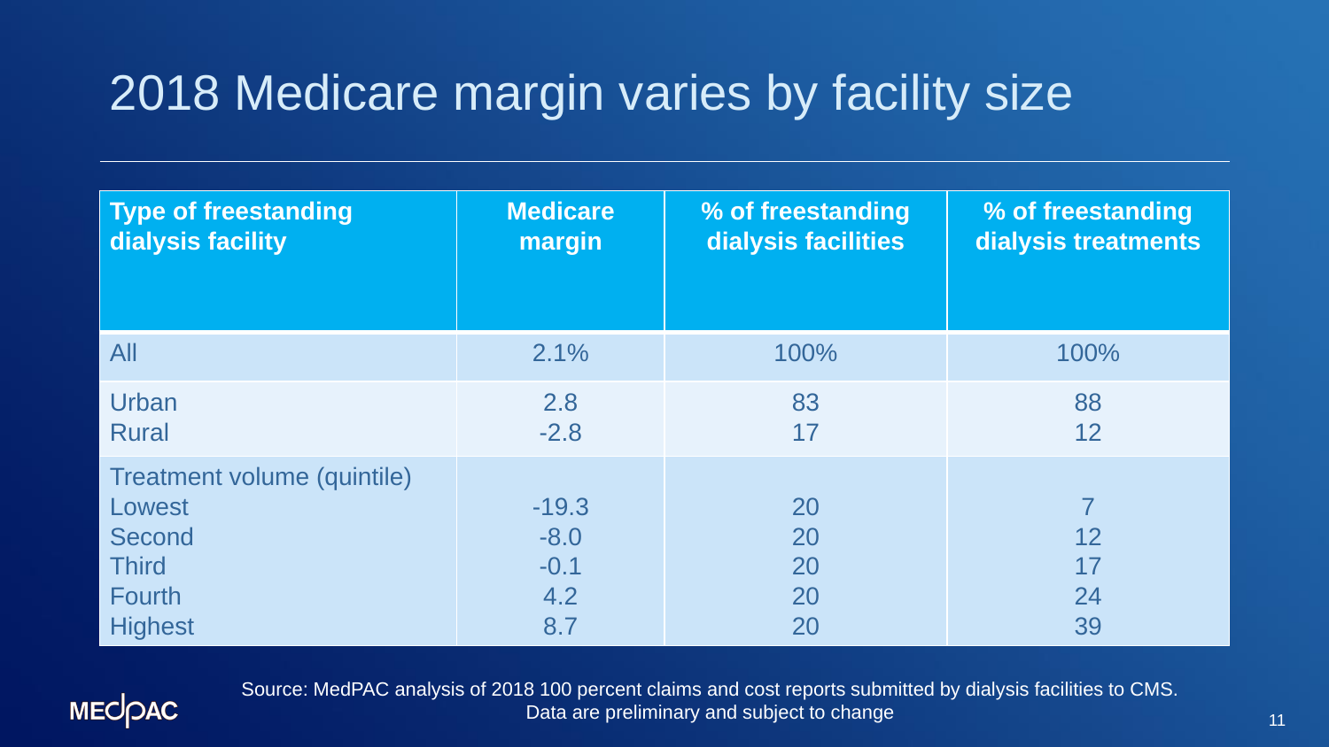# 2018 Medicare margin varies by facility size

| Type of freestanding dialysis facility | Medicare margin | % of freestanding dialysis facilities | % of freestanding dialysis treatments |
|---|---|---|---|
| All | 2.1% | 100% | 100% |
| Urban | 2.8 | 83 | 88 |
| Rural | -2.8 | 17 | 12 |
| Treatment volume (quintile) | | | |
| Lowest | -19.3 | 20 | 7 |
| Second | -8.0 | 20 | 12 |
| Third | -0.1 | 20 | 17 |
| Fourth | 4.2 | 20 | 24 |
| Highest | 8.7 | 20 | 39 |

Source: MedPAC analysis of 2018 100 percent claims and cost reports submitted by dialysis facilities to CMS. Data are preliminary and subject to change

MEDPAC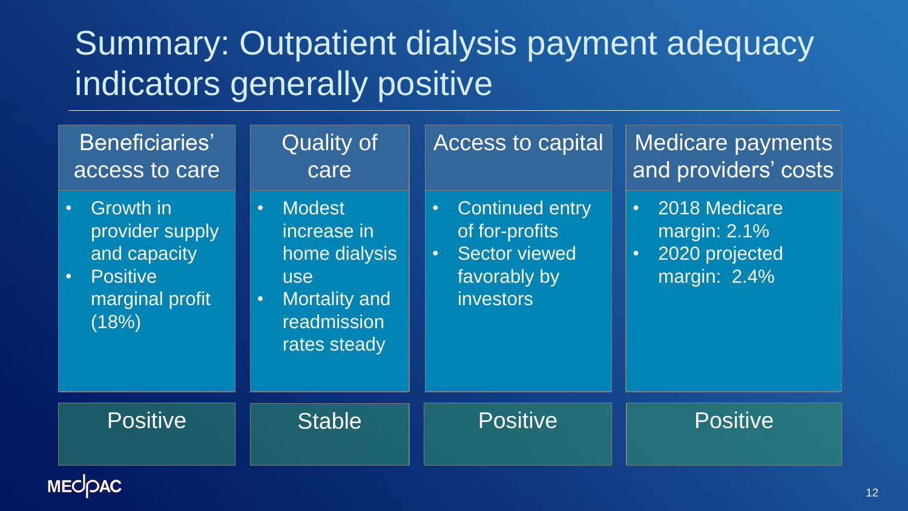# Summary: Outpatient dialysis payment adequacy indicators generally positive

| Beneficiaries' access to care | Quality of care | Access to capital | Medicare payments and providers' costs |
|---|---|---|---|
| • Growth in provider supply and capacity<br>• Positive marginal profit (18%) | • Modest increase in home dialysis use<br>• Mortality and readmission rates steady | • Continued entry of for-profits<br>• Sector viewed favorably by investors | • 2018 Medicare margin: 2.1%<br>• 2020 projected margin: 2.4% |
| Positive | Stable | Positive | Positive |

MEDPAC